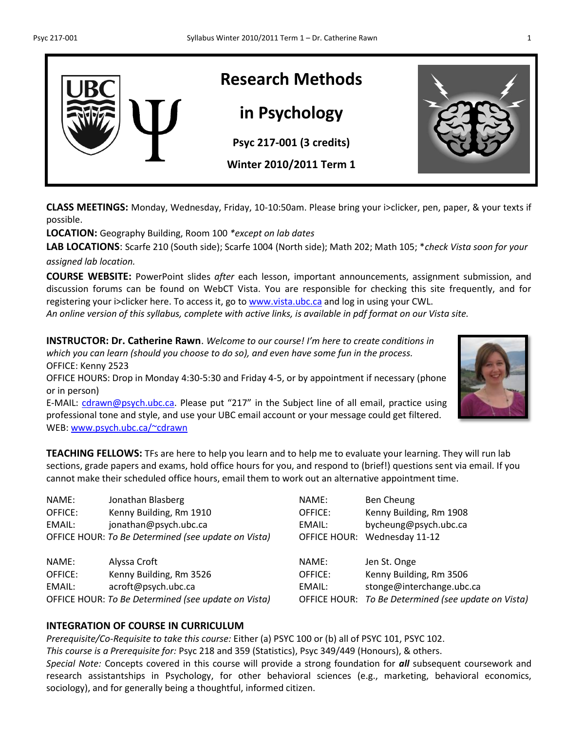# Research Methods in Psychology

**Psyc 217-001 (3 credits)**

**Winter 2010/2011 Term 1**

**CLASS MEETINGS:** Monday, Wednesday, Friday, 10-10:50am. Please bring your i>clicker, pen, paper, & your texts if possible.

**LOCATION:** Geography Building, Room 100 *\*except on lab dates*

**LAB LOCATIONS**: Scarfe 210 (South side); Scarfe 1004 (North side); Math 202; Math 105; \**check Vista soon for your assigned lab location.*

**COURSE WEBSITE:** PowerPoint slides *after* each lesson, important announcements, assignment submission, and discussion forums can be found on WebCT Vista. You are responsible for checking this site frequently, and for registering your i>clicker here. To access it, go to www.vista.ubc.ca and log in using your CWL.

*An online version of this syllabus, complete with active links, is available in pdf format on our Vista site.*

**INSTRUCTOR: Dr. Catherine Rawn**. *Welcome to our course! I'm here to create conditions in which you can learn (should you choose to do so), and even have some fun in the process.*

OFFICE: Kenny 2523

OFFICE HOURS: Drop in Monday 4:30-5:30 and Friday 4-5, or by appointment if necessary (phone or in person)

E-MAIL: cdrawn@psych.ubc.ca. Please put "217" in the Subject line of all email, practice using professional tone and style, and use your UBC email account or your message could get filtered.

WEB: www.psych.ubc.ca/~cdrawn

**TEACHING FELLOWS:** TFs are here to help you learn and to help me to evaluate your learning. They will run lab sections, grade papers and exams, hold office hours for you, and respond to (brief!) questions sent via email. If you cannot make their scheduled office hours, email them to work out an alternative appointment time.

NAME: Jonathan Blasberg
OFFICE: Kenny Building, Rm 1910
EMAIL: jonathan@psych.ubc.ca
OFFICE HOUR: *To Be Determined (see update on Vista)*

NAME: Ben Cheung
OFFICE: Kenny Building, Rm 1908
EMAIL: bycheung@psych.ubc.ca
OFFICE HOUR: Wednesday 11-12

NAME: Alyssa Croft
OFFICE: Kenny Building, Rm 3526
EMAIL: acroft@psych.ubc.ca
OFFICE HOUR: *To Be Determined (see update on Vista)*

NAME: Jen St. Onge
OFFICE: Kenny Building, Rm 3506
EMAIL: stonge@interchange.ubc.ca
OFFICE HOUR: *To Be Determined (see update on Vista)*

## INTEGRATION OF COURSE IN CURRICULUM

*Prerequisite/Co-Requisite to take this course:* Either (a) PSYC 100 or (b) all of PSYC 101, PSYC 102.

*This course is a Prerequisite for:* Psyc 218 and 359 (Statistics), Psyc 349/449 (Honours), & others.

*Special Note:* Concepts covered in this course will provide a strong foundation for ***all*** subsequent coursework and research assistantships in Psychology, for other behavioral sciences (e.g., marketing, behavioral economics, sociology), and for generally being a thoughtful, informed citizen.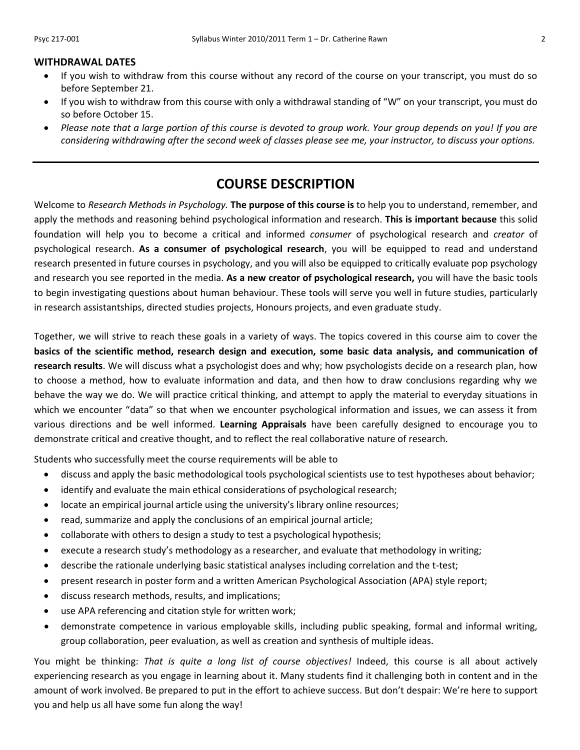## WITHDRAWAL DATES

- If you wish to withdraw from this course without any record of the course on your transcript, you must do so before September 21.
- If you wish to withdraw from this course with only a withdrawal standing of "W" on your transcript, you must do so before October 15.
- *Please note that a large portion of this course is devoted to group work. Your group depends on you! If you are considering withdrawing after the second week of classes please see me, your instructor, to discuss your options.*

# COURSE DESCRIPTION

Welcome to *Research Methods in Psychology.* **The purpose of this course is** to help you to understand, remember, and apply the methods and reasoning behind psychological information and research. **This is important because** this solid foundation will help you to become a critical and informed *consumer* of psychological research and *creator* of psychological research. **As a consumer of psychological research**, you will be equipped to read and understand research presented in future courses in psychology, and you will also be equipped to critically evaluate pop psychology and research you see reported in the media. **As a new creator of psychological research,** you will have the basic tools to begin investigating questions about human behaviour. These tools will serve you well in future studies, particularly in research assistantships, directed studies projects, Honours projects, and even graduate study.

Together, we will strive to reach these goals in a variety of ways. The topics covered in this course aim to cover the **basics of the scientific method, research design and execution, some basic data analysis, and communication of research results**. We will discuss what a psychologist does and why; how psychologists decide on a research plan, how to choose a method, how to evaluate information and data, and then how to draw conclusions regarding why we behave the way we do. We will practice critical thinking, and attempt to apply the material to everyday situations in which we encounter "data" so that when we encounter psychological information and issues, we can assess it from various directions and be well informed. **Learning Appraisals** have been carefully designed to encourage you to demonstrate critical and creative thought, and to reflect the real collaborative nature of research.

Students who successfully meet the course requirements will be able to

- discuss and apply the basic methodological tools psychological scientists use to test hypotheses about behavior;
- identify and evaluate the main ethical considerations of psychological research;
- locate an empirical journal article using the university's library online resources;
- read, summarize and apply the conclusions of an empirical journal article;
- collaborate with others to design a study to test a psychological hypothesis;
- execute a research study's methodology as a researcher, and evaluate that methodology in writing;
- describe the rationale underlying basic statistical analyses including correlation and the t-test;
- present research in poster form and a written American Psychological Association (APA) style report;
- discuss research methods, results, and implications;
- use APA referencing and citation style for written work;
- demonstrate competence in various employable skills, including public speaking, formal and informal writing, group collaboration, peer evaluation, as well as creation and synthesis of multiple ideas.

You might be thinking: *That is quite a long list of course objectives!* Indeed, this course is all about actively experiencing research as you engage in learning about it. Many students find it challenging both in content and in the amount of work involved. Be prepared to put in the effort to achieve success. But don't despair: We're here to support you and help us all have some fun along the way!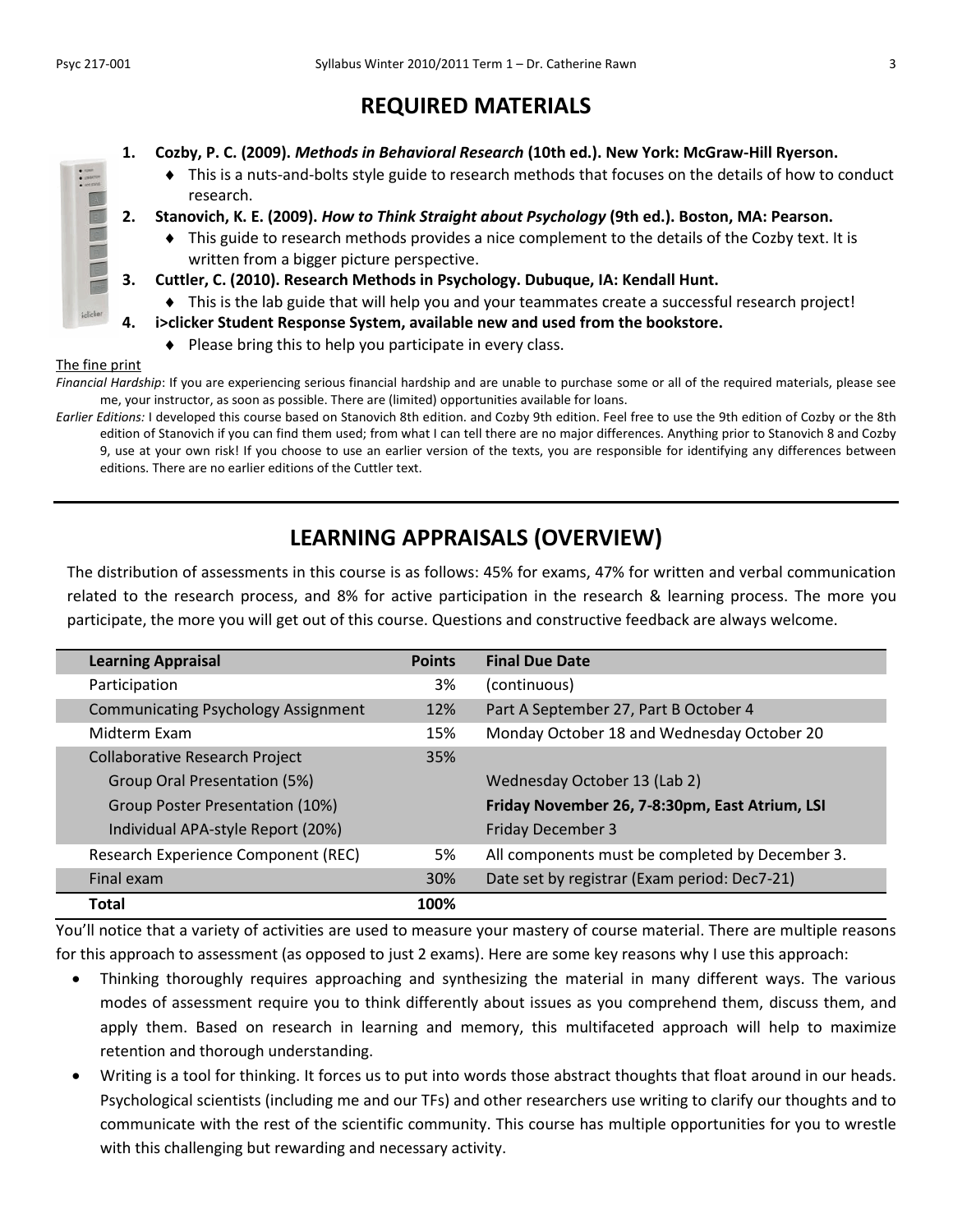## REQUIRED MATERIALS

1. **Cozby, P. C. (2009). *Methods in Behavioral Research* (10th ed.). New York: McGraw-Hill Ryerson.**
   - This is a nuts-and-bolts style guide to research methods that focuses on the details of how to conduct research.
2. **Stanovich, K. E. (2009). *How to Think Straight about Psychology* (9th ed.). Boston, MA: Pearson.**
   - This guide to research methods provides a nice complement to the details of the Cozby text. It is written from a bigger picture perspective.
3. **Cuttler, C. (2010). Research Methods in Psychology. Dubuque, IA: Kendall Hunt.**
   - This is the lab guide that will help you and your teammates create a successful research project!
4. **i>clicker Student Response System, available new and used from the bookstore.**
   - Please bring this to help you participate in every class.

The fine print

*Financial Hardship*: If you are experiencing serious financial hardship and are unable to purchase some or all of the required materials, please see me, your instructor, as soon as possible. There are (limited) opportunities available for loans.

*Earlier Editions:* I developed this course based on Stanovich 8th edition. and Cozby 9th edition. Feel free to use the 9th edition of Cozby or the 8th edition of Stanovich if you can find them used; from what I can tell there are no major differences. Anything prior to Stanovich 8 and Cozby 9, use at your own risk! If you choose to use an earlier version of the texts, you are responsible for identifying any differences between editions. There are no earlier editions of the Cuttler text.

---

## LEARNING APPRAISALS (OVERVIEW)

The distribution of assessments in this course is as follows: 45% for exams, 47% for written and verbal communication related to the research process, and 8% for active participation in the research & learning process. The more you participate, the more you will get out of this course. Questions and constructive feedback are always welcome.

| Learning Appraisal | Points | Final Due Date |
|---|---|---|
| Participation | 3% | (continuous) |
| Communicating Psychology Assignment | 12% | Part A September 27, Part B October 4 |
| Midterm Exam | 15% | Monday October 18 and Wednesday October 20 |
| Collaborative Research Project | 35% | |
| Group Oral Presentation (5%) | | Wednesday October 13 (Lab 2) |
| Group Poster Presentation (10%) | | **Friday November 26, 7-8:30pm, East Atrium, LSI** |
| Individual APA-style Report (20%) | | Friday December 3 |
| Research Experience Component (REC) | 5% | All components must be completed by December 3. |
| Final exam | 30% | Date set by registrar (Exam period: Dec7-21) |
| **Total** | **100%** | |

You'll notice that a variety of activities are used to measure your mastery of course material. There are multiple reasons for this approach to assessment (as opposed to just 2 exams). Here are some key reasons why I use this approach:

- Thinking thoroughly requires approaching and synthesizing the material in many different ways. The various modes of assessment require you to think differently about issues as you comprehend them, discuss them, and apply them. Based on research in learning and memory, this multifaceted approach will help to maximize retention and thorough understanding.
- Writing is a tool for thinking. It forces us to put into words those abstract thoughts that float around in our heads. Psychological scientists (including me and our TFs) and other researchers use writing to clarify our thoughts and to communicate with the rest of the scientific community. This course has multiple opportunities for you to wrestle with this challenging but rewarding and necessary activity.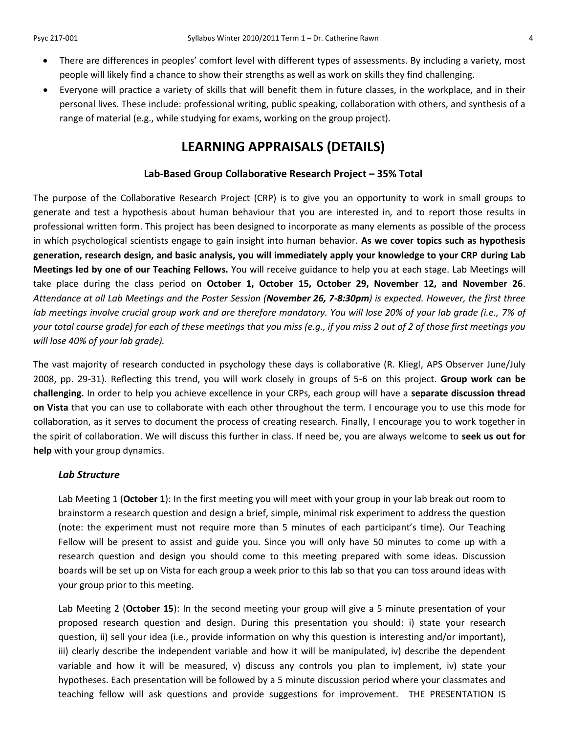- There are differences in peoples' comfort level with different types of assessments. By including a variety, most people will likely find a chance to show their strengths as well as work on skills they find challenging.
- Everyone will practice a variety of skills that will benefit them in future classes, in the workplace, and in their personal lives. These include: professional writing, public speaking, collaboration with others, and synthesis of a range of material (e.g., while studying for exams, working on the group project).

## LEARNING APPRAISALS (DETAILS)

### Lab-Based Group Collaborative Research Project – 35% Total

The purpose of the Collaborative Research Project (CRP) is to give you an opportunity to work in small groups to generate and test a hypothesis about human behaviour that you are interested in*,* and to report those results in professional written form. This project has been designed to incorporate as many elements as possible of the process in which psychological scientists engage to gain insight into human behavior. **As we cover topics such as hypothesis generation, research design, and basic analysis, you will immediately apply your knowledge to your CRP during Lab Meetings led by one of our Teaching Fellows.** You will receive guidance to help you at each stage. Lab Meetings will take place during the class period on **October 1, October 15, October 29, November 12, and November 26**. *Attendance at all Lab Meetings and the Poster Session (**November 26, 7-8:30pm**) is expected. However, the first three lab meetings involve crucial group work and are therefore mandatory. You will lose 20% of your lab grade (i.e., 7% of your total course grade) for each of these meetings that you miss (e.g., if you miss 2 out of 2 of those first meetings you will lose 40% of your lab grade).*

The vast majority of research conducted in psychology these days is collaborative (R. Kliegl, APS Observer June/July 2008, pp. 29-31). Reflecting this trend, you will work closely in groups of 5-6 on this project. **Group work can be challenging.** In order to help you achieve excellence in your CRPs, each group will have a **separate discussion thread on Vista** that you can use to collaborate with each other throughout the term. I encourage you to use this mode for collaboration, as it serves to document the process of creating research. Finally, I encourage you to work together in the spirit of collaboration. We will discuss this further in class. If need be, you are always welcome to **seek us out for help** with your group dynamics.

#### *Lab Structure*

Lab Meeting 1 (**October 1**): In the first meeting you will meet with your group in your lab break out room to brainstorm a research question and design a brief, simple, minimal risk experiment to address the question (note: the experiment must not require more than 5 minutes of each participant's time). Our Teaching Fellow will be present to assist and guide you. Since you will only have 50 minutes to come up with a research question and design you should come to this meeting prepared with some ideas. Discussion boards will be set up on Vista for each group a week prior to this lab so that you can toss around ideas with your group prior to this meeting.

Lab Meeting 2 (**October 15**): In the second meeting your group will give a 5 minute presentation of your proposed research question and design. During this presentation you should: i) state your research question, ii) sell your idea (i.e., provide information on why this question is interesting and/or important), iii) clearly describe the independent variable and how it will be manipulated, iv) describe the dependent variable and how it will be measured, v) discuss any controls you plan to implement, iv) state your hypotheses. Each presentation will be followed by a 5 minute discussion period where your classmates and teaching fellow will ask questions and provide suggestions for improvement. THE PRESENTATION IS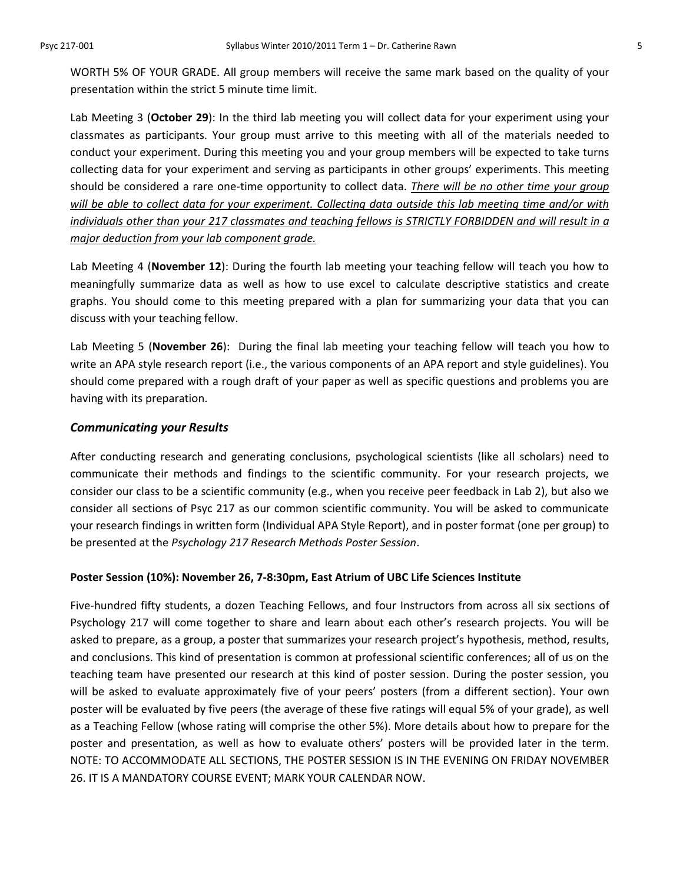WORTH 5% OF YOUR GRADE. All group members will receive the same mark based on the quality of your presentation within the strict 5 minute time limit.

Lab Meeting 3 (**October 29**): In the third lab meeting you will collect data for your experiment using your classmates as participants. Your group must arrive to this meeting with all of the materials needed to conduct your experiment. During this meeting you and your group members will be expected to take turns collecting data for your experiment and serving as participants in other groups' experiments. This meeting should be considered a rare one-time opportunity to collect data. <u>*There will be no other time your group will be able to collect data for your experiment. Collecting data outside this lab meeting time and/or with individuals other than your 217 classmates and teaching fellows is STRICTLY FORBIDDEN and will result in a major deduction from your lab component grade.*</u>

Lab Meeting 4 (**November 12**): During the fourth lab meeting your teaching fellow will teach you how to meaningfully summarize data as well as how to use excel to calculate descriptive statistics and create graphs. You should come to this meeting prepared with a plan for summarizing your data that you can discuss with your teaching fellow.

Lab Meeting 5 (**November 26**): During the final lab meeting your teaching fellow will teach you how to write an APA style research report (i.e., the various components of an APA report and style guidelines). You should come prepared with a rough draft of your paper as well as specific questions and problems you are having with its preparation.

### *Communicating your Results*

After conducting research and generating conclusions, psychological scientists (like all scholars) need to communicate their methods and findings to the scientific community. For your research projects, we consider our class to be a scientific community (e.g., when you receive peer feedback in Lab 2), but also we consider all sections of Psyc 217 as our common scientific community. You will be asked to communicate your research findings in written form (Individual APA Style Report), and in poster format (one per group) to be presented at the *Psychology 217 Research Methods Poster Session*.

#### Poster Session (10%): November 26, 7-8:30pm, East Atrium of UBC Life Sciences Institute

Five-hundred fifty students, a dozen Teaching Fellows, and four Instructors from across all six sections of Psychology 217 will come together to share and learn about each other's research projects. You will be asked to prepare, as a group, a poster that summarizes your research project's hypothesis, method, results, and conclusions. This kind of presentation is common at professional scientific conferences; all of us on the teaching team have presented our research at this kind of poster session. During the poster session, you will be asked to evaluate approximately five of your peers' posters (from a different section). Your own poster will be evaluated by five peers (the average of these five ratings will equal 5% of your grade), as well as a Teaching Fellow (whose rating will comprise the other 5%). More details about how to prepare for the poster and presentation, as well as how to evaluate others' posters will be provided later in the term. NOTE: TO ACCOMMODATE ALL SECTIONS, THE POSTER SESSION IS IN THE EVENING ON FRIDAY NOVEMBER 26. IT IS A MANDATORY COURSE EVENT; MARK YOUR CALENDAR NOW.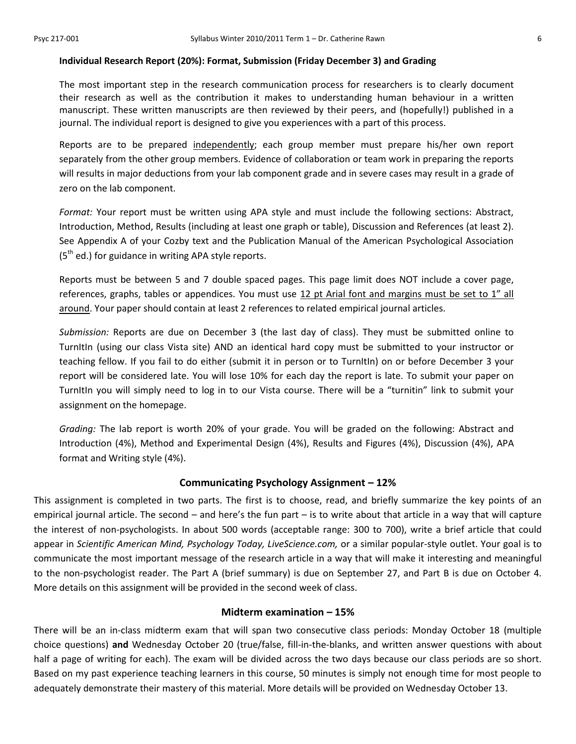### Individual Research Report (20%): Format, Submission (Friday December 3) and Grading

The most important step in the research communication process for researchers is to clearly document their research as well as the contribution it makes to understanding human behaviour in a written manuscript. These written manuscripts are then reviewed by their peers, and (hopefully!) published in a journal. The individual report is designed to give you experiences with a part of this process.

Reports are to be prepared independently; each group member must prepare his/her own report separately from the other group members. Evidence of collaboration or team work in preparing the reports will results in major deductions from your lab component grade and in severe cases may result in a grade of zero on the lab component.

*Format:* Your report must be written using APA style and must include the following sections: Abstract, Introduction, Method, Results (including at least one graph or table), Discussion and References (at least 2). See Appendix A of your Cozby text and the Publication Manual of the American Psychological Association (5th ed.) for guidance in writing APA style reports.

Reports must be between 5 and 7 double spaced pages. This page limit does NOT include a cover page, references, graphs, tables or appendices. You must use 12 pt Arial font and margins must be set to 1" all around. Your paper should contain at least 2 references to related empirical journal articles.

*Submission:* Reports are due on December 3 (the last day of class). They must be submitted online to TurnItIn (using our class Vista site) AND an identical hard copy must be submitted to your instructor or teaching fellow. If you fail to do either (submit it in person or to TurnItIn) on or before December 3 your report will be considered late. You will lose 10% for each day the report is late. To submit your paper on TurnItIn you will simply need to log in to our Vista course. There will be a "turnitin" link to submit your assignment on the homepage.

*Grading:* The lab report is worth 20% of your grade. You will be graded on the following: Abstract and Introduction (4%), Method and Experimental Design (4%), Results and Figures (4%), Discussion (4%), APA format and Writing style (4%).

## Communicating Psychology Assignment – 12%

This assignment is completed in two parts. The first is to choose, read, and briefly summarize the key points of an empirical journal article. The second – and here's the fun part – is to write about that article in a way that will capture the interest of non-psychologists. In about 500 words (acceptable range: 300 to 700), write a brief article that could appear in *Scientific American Mind, Psychology Today, LiveScience.com,* or a similar popular-style outlet. Your goal is to communicate the most important message of the research article in a way that will make it interesting and meaningful to the non-psychologist reader. The Part A (brief summary) is due on September 27, and Part B is due on October 4. More details on this assignment will be provided in the second week of class.

## Midterm examination – 15%

There will be an in-class midterm exam that will span two consecutive class periods: Monday October 18 (multiple choice questions) **and** Wednesday October 20 (true/false, fill-in-the-blanks, and written answer questions with about half a page of writing for each). The exam will be divided across the two days because our class periods are so short. Based on my past experience teaching learners in this course, 50 minutes is simply not enough time for most people to adequately demonstrate their mastery of this material. More details will be provided on Wednesday October 13.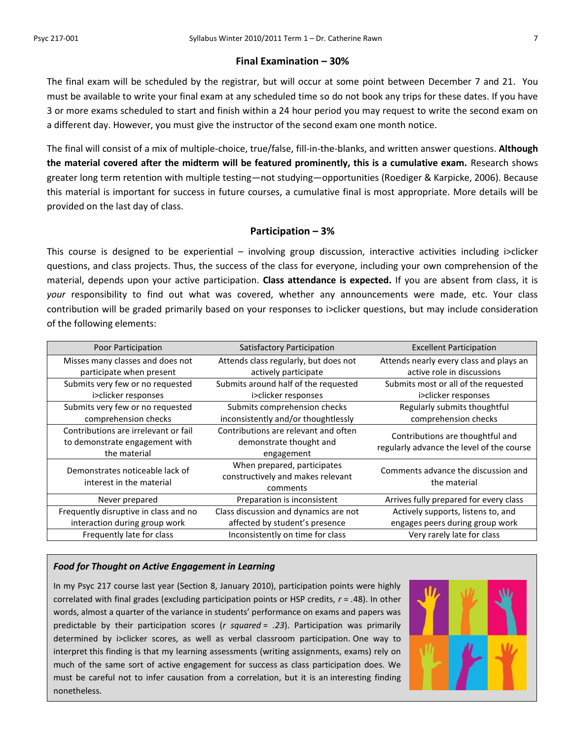## Final Examination – 30%

The final exam will be scheduled by the registrar, but will occur at some point between December 7 and 21. You must be available to write your final exam at any scheduled time so do not book any trips for these dates. If you have 3 or more exams scheduled to start and finish within a 24 hour period you may request to write the second exam on a different day. However, you must give the instructor of the second exam one month notice.

The final will consist of a mix of multiple-choice, true/false, fill-in-the-blanks, and written answer questions. **Although the material covered after the midterm will be featured prominently, this is a cumulative exam.** Research shows greater long term retention with multiple testing—not studying—opportunities (Roediger & Karpicke, 2006). Because this material is important for success in future courses, a cumulative final is most appropriate. More details will be provided on the last day of class.

## Participation – 3%

This course is designed to be experiential – involving group discussion, interactive activities including i>clicker questions, and class projects. Thus, the success of the class for everyone, including your own comprehension of the material, depends upon your active participation. **Class attendance is expected.** If you are absent from class, it is *your* responsibility to find out what was covered, whether any announcements were made, etc. Your class contribution will be graded primarily based on your responses to i>clicker questions, but may include consideration of the following elements:

| Poor Participation | Satisfactory Participation | Excellent Participation |
|---|---|---|
| Misses many classes and does not participate when present | Attends class regularly, but does not actively participate | Attends nearly every class and plays an active role in discussions |
| Submits very few or no requested i>clicker responses | Submits around half of the requested i>clicker responses | Submits most or all of the requested i>clicker responses |
| Submits very few or no requested comprehension checks | Submits comprehension checks inconsistently and/or thoughtlessly | Regularly submits thoughtful comprehension checks |
| Contributions are irrelevant or fail to demonstrate engagement with the material | Contributions are relevant and often demonstrate thought and engagement | Contributions are thoughtful and regularly advance the level of the course |
| Demonstrates noticeable lack of interest in the material | When prepared, participates constructively and makes relevant comments | Comments advance the discussion and the material |
| Never prepared | Preparation is inconsistent | Arrives fully prepared for every class |
| Frequently disruptive in class and no interaction during group work | Class discussion and dynamics are not affected by student's presence | Actively supports, listens to, and engages peers during group work |
| Frequently late for class | Inconsistently on time for class | Very rarely late for class |

### *Food for Thought on Active Engagement in Learning*

In my Psyc 217 course last year (Section 8, January 2010), participation points were highly correlated with final grades (excluding participation points or HSP credits, $r = .48$). In other words, almost a quarter of the variance in students' performance on exams and papers was predictable by their participation scores ($r$ *squared* = *.23*). Participation was primarily determined by i>clicker scores, as well as verbal classroom participation. One way to interpret this finding is that my learning assessments (writing assignments, exams) rely on much of the same sort of active engagement for success as class participation does. We must be careful not to infer causation from a correlation, but it is an interesting finding nonetheless.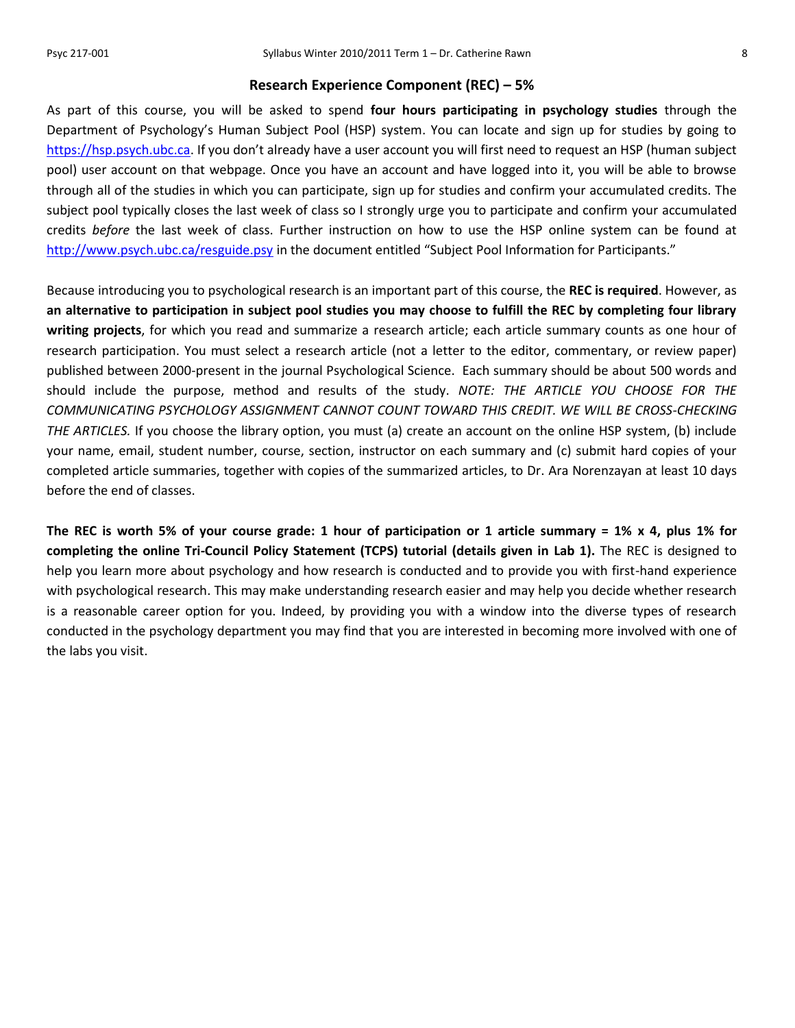### Research Experience Component (REC) – 5%

As part of this course, you will be asked to spend **four hours participating in psychology studies** through the Department of Psychology's Human Subject Pool (HSP) system. You can locate and sign up for studies by going to https://hsp.psych.ubc.ca. If you don't already have a user account you will first need to request an HSP (human subject pool) user account on that webpage. Once you have an account and have logged into it, you will be able to browse through all of the studies in which you can participate, sign up for studies and confirm your accumulated credits. The subject pool typically closes the last week of class so I strongly urge you to participate and confirm your accumulated credits *before* the last week of class. Further instruction on how to use the HSP online system can be found at http://www.psych.ubc.ca/resguide.psy in the document entitled "Subject Pool Information for Participants."

Because introducing you to psychological research is an important part of this course, the **REC is required**. However, as **an alternative to participation in subject pool studies you may choose to fulfill the REC by completing four library writing projects**, for which you read and summarize a research article; each article summary counts as one hour of research participation. You must select a research article (not a letter to the editor, commentary, or review paper) published between 2000-present in the journal Psychological Science. Each summary should be about 500 words and should include the purpose, method and results of the study. *NOTE: THE ARTICLE YOU CHOOSE FOR THE COMMUNICATING PSYCHOLOGY ASSIGNMENT CANNOT COUNT TOWARD THIS CREDIT. WE WILL BE CROSS-CHECKING THE ARTICLES.* If you choose the library option, you must (a) create an account on the online HSP system, (b) include your name, email, student number, course, section, instructor on each summary and (c) submit hard copies of your completed article summaries, together with copies of the summarized articles, to Dr. Ara Norenzayan at least 10 days before the end of classes.

**The REC is worth 5% of your course grade: 1 hour of participation or 1 article summary = 1% x 4, plus 1% for completing the online Tri-Council Policy Statement (TCPS) tutorial (details given in Lab 1).** The REC is designed to help you learn more about psychology and how research is conducted and to provide you with first-hand experience with psychological research. This may make understanding research easier and may help you decide whether research is a reasonable career option for you. Indeed, by providing you with a window into the diverse types of research conducted in the psychology department you may find that you are interested in becoming more involved with one of the labs you visit.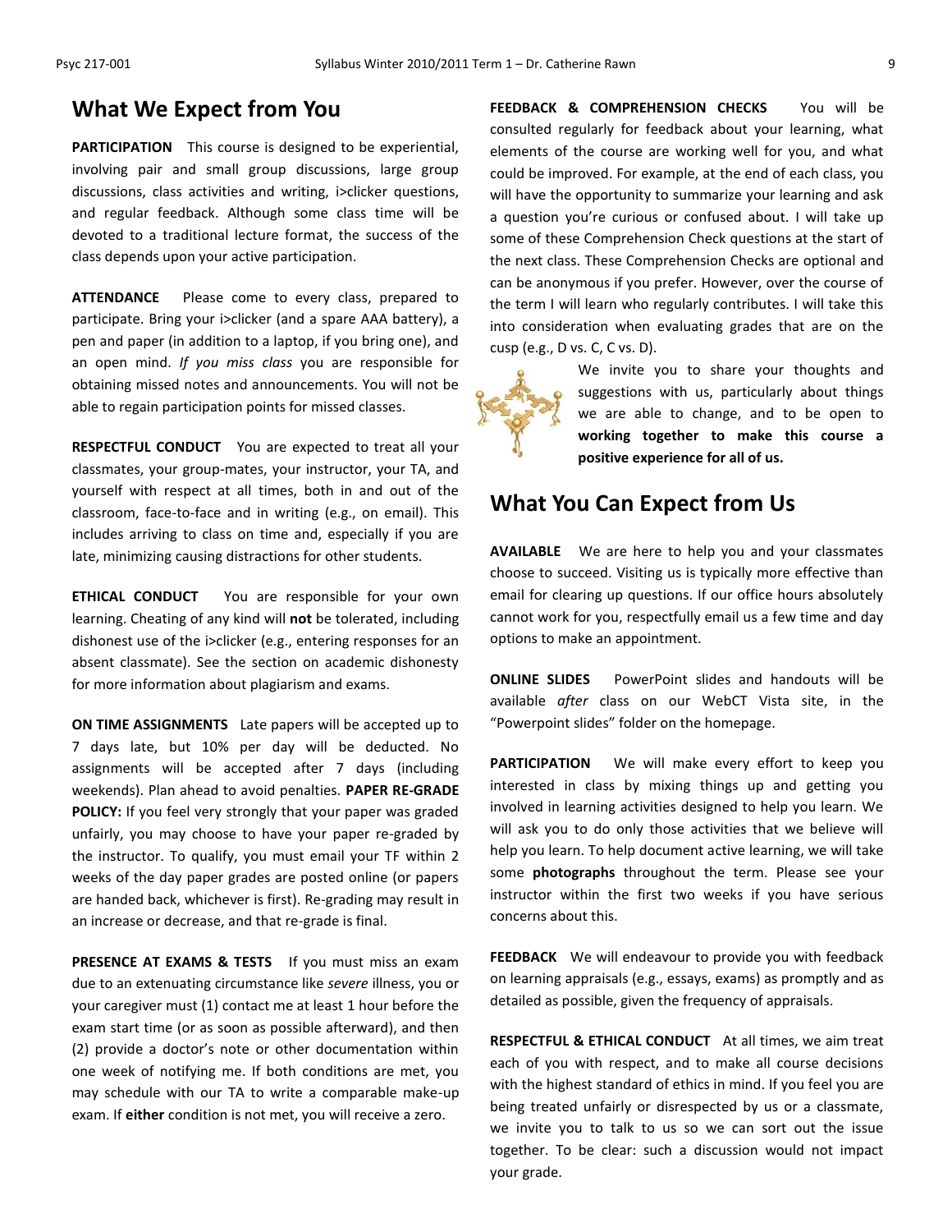## What We Expect from You

**PARTICIPATION** This course is designed to be experiential, involving pair and small group discussions, large group discussions, class activities and writing, i>clicker questions, and regular feedback. Although some class time will be devoted to a traditional lecture format, the success of the class depends upon your active participation.

**ATTENDANCE** Please come to every class, prepared to participate. Bring your i>clicker (and a spare AAA battery), a pen and paper (in addition to a laptop, if you bring one), and an open mind. *If you miss class* you are responsible for obtaining missed notes and announcements. You will not be able to regain participation points for missed classes.

**RESPECTFUL CONDUCT** You are expected to treat all your classmates, your group-mates, your instructor, your TA, and yourself with respect at all times, both in and out of the classroom, face-to-face and in writing (e.g., on email). This includes arriving to class on time and, especially if you are late, minimizing causing distractions for other students.

**ETHICAL CONDUCT** You are responsible for your own learning. Cheating of any kind will **not** be tolerated, including dishonest use of the i>clicker (e.g., entering responses for an absent classmate). See the section on academic dishonesty for more information about plagiarism and exams.

**ON TIME ASSIGNMENTS** Late papers will be accepted up to 7 days late, but 10% per day will be deducted. No assignments will be accepted after 7 days (including weekends). Plan ahead to avoid penalties. **PAPER RE-GRADE POLICY:** If you feel very strongly that your paper was graded unfairly, you may choose to have your paper re-graded by the instructor. To qualify, you must email your TF within 2 weeks of the day paper grades are posted online (or papers are handed back, whichever is first). Re-grading may result in an increase or decrease, and that re-grade is final.

**PRESENCE AT EXAMS & TESTS** If you must miss an exam due to an extenuating circumstance like *severe* illness, you or your caregiver must (1) contact me at least 1 hour before the exam start time (or as soon as possible afterward), and then (2) provide a doctor's note or other documentation within one week of notifying me. If both conditions are met, you may schedule with our TA to write a comparable make-up exam. If **either** condition is not met, you will receive a zero.

**FEEDBACK & COMPREHENSION CHECKS** You will be consulted regularly for feedback about your learning, what elements of the course are working well for you, and what could be improved. For example, at the end of each class, you will have the opportunity to summarize your learning and ask a question you're curious or confused about. I will take up some of these Comprehension Check questions at the start of the next class. These Comprehension Checks are optional and can be anonymous if you prefer. However, over the course of the term I will learn who regularly contributes. I will take this into consideration when evaluating grades that are on the cusp (e.g., D vs. C, C vs. D).

We invite you to share your thoughts and suggestions with us, particularly about things we are able to change, and to be open to **working together to make this course a positive experience for all of us.**

## What You Can Expect from Us

**AVAILABLE** We are here to help you and your classmates choose to succeed. Visiting us is typically more effective than email for clearing up questions. If our office hours absolutely cannot work for you, respectfully email us a few time and day options to make an appointment.

**ONLINE SLIDES** PowerPoint slides and handouts will be available *after* class on our WebCT Vista site, in the "Powerpoint slides" folder on the homepage.

**PARTICIPATION** We will make every effort to keep you interested in class by mixing things up and getting you involved in learning activities designed to help you learn. We will ask you to do only those activities that we believe will help you learn. To help document active learning, we will take some **photographs** throughout the term. Please see your instructor within the first two weeks if you have serious concerns about this.

**FEEDBACK** We will endeavour to provide you with feedback on learning appraisals (e.g., essays, exams) as promptly and as detailed as possible, given the frequency of appraisals.

**RESPECTFUL & ETHICAL CONDUCT** At all times, we aim treat each of you with respect, and to make all course decisions with the highest standard of ethics in mind. If you feel you are being treated unfairly or disrespected by us or a classmate, we invite you to talk to us so we can sort out the issue together. To be clear: such a discussion would not impact your grade.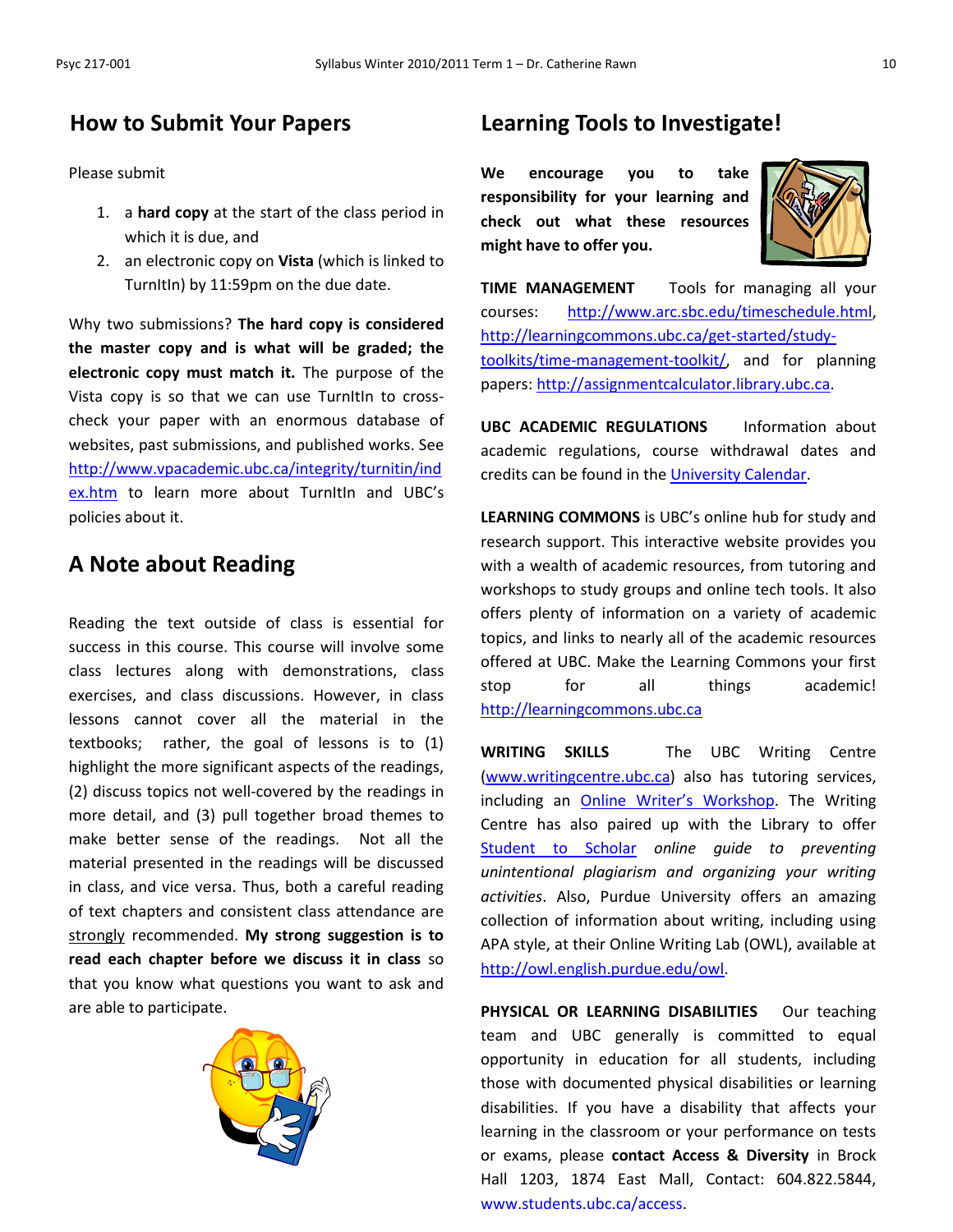## How to Submit Your Papers

Please submit

1. a **hard copy** at the start of the class period in which it is due, and
2. an electronic copy on **Vista** (which is linked to TurnItIn) by 11:59pm on the due date.

Why two submissions? **The hard copy is considered the master copy and is what will be graded; the electronic copy must match it.** The purpose of the Vista copy is so that we can use TurnItIn to cross-check your paper with an enormous database of websites, past submissions, and published works. See http://www.vpacademic.ubc.ca/integrity/turnitin/index.htm to learn more about TurnItIn and UBC's policies about it.

## A Note about Reading

Reading the text outside of class is essential for success in this course. This course will involve some class lectures along with demonstrations, class exercises, and class discussions. However, in class lessons cannot cover all the material in the textbooks; rather, the goal of lessons is to (1) highlight the more significant aspects of the readings, (2) discuss topics not well-covered by the readings in more detail, and (3) pull together broad themes to make better sense of the readings. Not all the material presented in the readings will be discussed in class, and vice versa. Thus, both a careful reading of text chapters and consistent class attendance are strongly recommended. **My strong suggestion is to read each chapter before we discuss it in class** so that you know what questions you want to ask and are able to participate.

## Learning Tools to Investigate!

**We encourage you to take responsibility for your learning and check out what these resources might have to offer you.**

**TIME MANAGEMENT** Tools for managing all your courses: http://www.arc.sbc.edu/timeschedule.html, http://learningcommons.ubc.ca/get-started/study-toolkits/time-management-toolkit/, and for planning papers: http://assignmentcalculator.library.ubc.ca.

**UBC ACADEMIC REGULATIONS** Information about academic regulations, course withdrawal dates and credits can be found in the University Calendar.

**LEARNING COMMONS** is UBC's online hub for study and research support. This interactive website provides you with a wealth of academic resources, from tutoring and workshops to study groups and online tech tools. It also offers plenty of information on a variety of academic topics, and links to nearly all of the academic resources offered at UBC. Make the Learning Commons your first stop for all things academic! http://learningcommons.ubc.ca

**WRITING SKILLS** The UBC Writing Centre (www.writingcentre.ubc.ca) also has tutoring services, including an Online Writer's Workshop. The Writing Centre has also paired up with the Library to offer Student to Scholar *online guide to preventing unintentional plagiarism and organizing your writing activities*. Also, Purdue University offers an amazing collection of information about writing, including using APA style, at their Online Writing Lab (OWL), available at http://owl.english.purdue.edu/owl.

**PHYSICAL OR LEARNING DISABILITIES** Our teaching team and UBC generally is committed to equal opportunity in education for all students, including those with documented physical disabilities or learning disabilities. If you have a disability that affects your learning in the classroom or your performance on tests or exams, please **contact Access & Diversity** in Brock Hall 1203, 1874 East Mall, Contact: 604.822.5844, www.students.ubc.ca/access.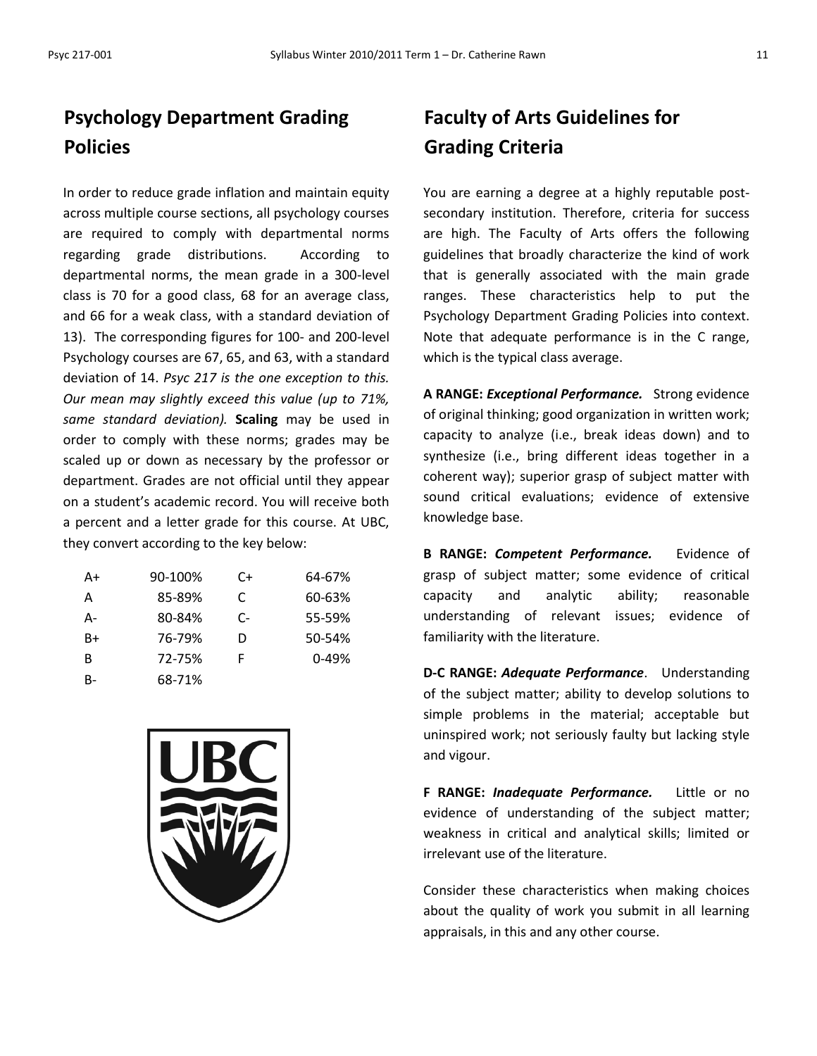## Psychology Department Grading Policies

In order to reduce grade inflation and maintain equity across multiple course sections, all psychology courses are required to comply with departmental norms regarding grade distributions. According to departmental norms, the mean grade in a 300-level class is 70 for a good class, 68 for an average class, and 66 for a weak class, with a standard deviation of 13). The corresponding figures for 100- and 200-level Psychology courses are 67, 65, and 63, with a standard deviation of 14. *Psyc 217 is the one exception to this. Our mean may slightly exceed this value (up to 71%, same standard deviation).* **Scaling** may be used in order to comply with these norms; grades may be scaled up or down as necessary by the professor or department. Grades are not official until they appear on a student's academic record. You will receive both a percent and a letter grade for this course. At UBC, they convert according to the key below:

| | | | |
|---|---|---|---|
| A+ | 90-100% | C+ | 64-67% |
| A | 85-89% | C | 60-63% |
| A- | 80-84% | C- | 55-59% |
| B+ | 76-79% | D | 50-54% |
| B | 72-75% | F | 0-49% |
| B- | 68-71% | | |

## Faculty of Arts Guidelines for Grading Criteria

You are earning a degree at a highly reputable post-secondary institution. Therefore, criteria for success are high. The Faculty of Arts offers the following guidelines that broadly characterize the kind of work that is generally associated with the main grade ranges. These characteristics help to put the Psychology Department Grading Policies into context. Note that adequate performance is in the C range, which is the typical class average.

**A RANGE:** ***Exceptional Performance.*** Strong evidence of original thinking; good organization in written work; capacity to analyze (i.e., break ideas down) and to synthesize (i.e., bring different ideas together in a coherent way); superior grasp of subject matter with sound critical evaluations; evidence of extensive knowledge base.

**B RANGE:** ***Competent Performance.*** Evidence of grasp of subject matter; some evidence of critical capacity and analytic ability; reasonable understanding of relevant issues; evidence of familiarity with the literature.

**D-C RANGE:** ***Adequate Performance***. Understanding of the subject matter; ability to develop solutions to simple problems in the material; acceptable but uninspired work; not seriously faulty but lacking style and vigour.

**F RANGE:** ***Inadequate Performance.*** Little or no evidence of understanding of the subject matter; weakness in critical and analytical skills; limited or irrelevant use of the literature.

Consider these characteristics when making choices about the quality of work you submit in all learning appraisals, in this and any other course.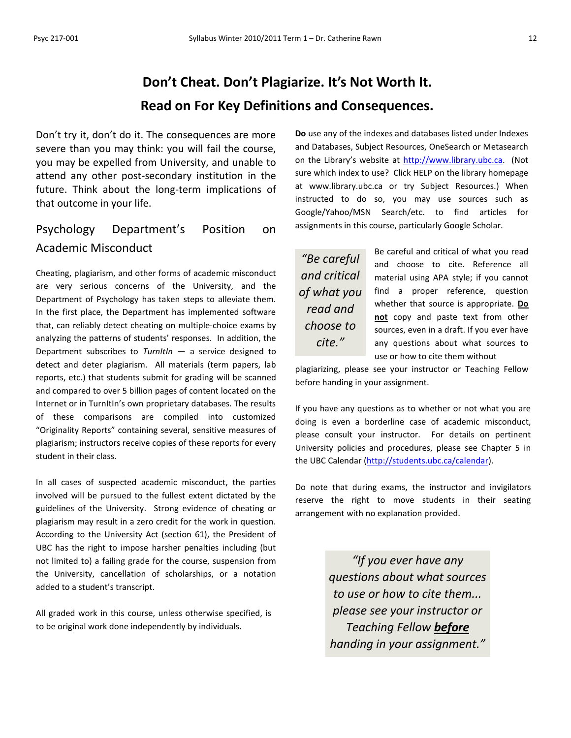# Don't Cheat. Don't Plagiarize. It's Not Worth It.

# Read on For Key Definitions and Consequences.

Don't try it, don't do it. The consequences are more severe than you may think: you will fail the course, you may be expelled from University, and unable to attend any other post-secondary institution in the future. Think about the long-term implications of that outcome in your life.

## Psychology Department's Position on Academic Misconduct

Cheating, plagiarism, and other forms of academic misconduct are very serious concerns of the University, and the Department of Psychology has taken steps to alleviate them. In the first place, the Department has implemented software that, can reliably detect cheating on multiple-choice exams by analyzing the patterns of students' responses. In addition, the Department subscribes to *TurnItIn* — a service designed to detect and deter plagiarism. All materials (term papers, lab reports, etc.) that students submit for grading will be scanned and compared to over 5 billion pages of content located on the Internet or in TurnItIn's own proprietary databases. The results of these comparisons are compiled into customized "Originality Reports" containing several, sensitive measures of plagiarism; instructors receive copies of these reports for every student in their class.

In all cases of suspected academic misconduct, the parties involved will be pursued to the fullest extent dictated by the guidelines of the University. Strong evidence of cheating or plagiarism may result in a zero credit for the work in question. According to the University Act (section 61), the President of UBC has the right to impose harsher penalties including (but not limited to) a failing grade for the course, suspension from the University, cancellation of scholarships, or a notation added to a student's transcript.

All graded work in this course, unless otherwise specified, is to be original work done independently by individuals.

**<u>Do</u>** use any of the indexes and databases listed under Indexes and Databases, Subject Resources, OneSearch or Metasearch on the Library's website at http://www.library.ubc.ca. (Not sure which index to use? Click HELP on the library homepage at www.library.ubc.ca or try Subject Resources.) When instructed to do so, you may use sources such as Google/Yahoo/MSN Search/etc. to find articles for assignments in this course, particularly Google Scholar.

> *"Be careful and critical of what you read and choose to cite."*

Be careful and critical of what you read and choose to cite. Reference all material using APA style; if you cannot find a proper reference, question whether that source is appropriate. **<u>Do not</u>** copy and paste text from other sources, even in a draft. If you ever have any questions about what sources to use or how to cite them without plagiarizing, please see your instructor or Teaching Fellow before handing in your assignment.

If you have any questions as to whether or not what you are doing is even a borderline case of academic misconduct, please consult your instructor. For details on pertinent University policies and procedures, please see Chapter 5 in the UBC Calendar (http://students.ubc.ca/calendar).

Do note that during exams, the instructor and invigilators reserve the right to move students in their seating arrangement with no explanation provided.

> *"If you ever have any questions about what sources to use or how to cite them... please see your instructor or Teaching Fellow **<u>before</u>** handing in your assignment."*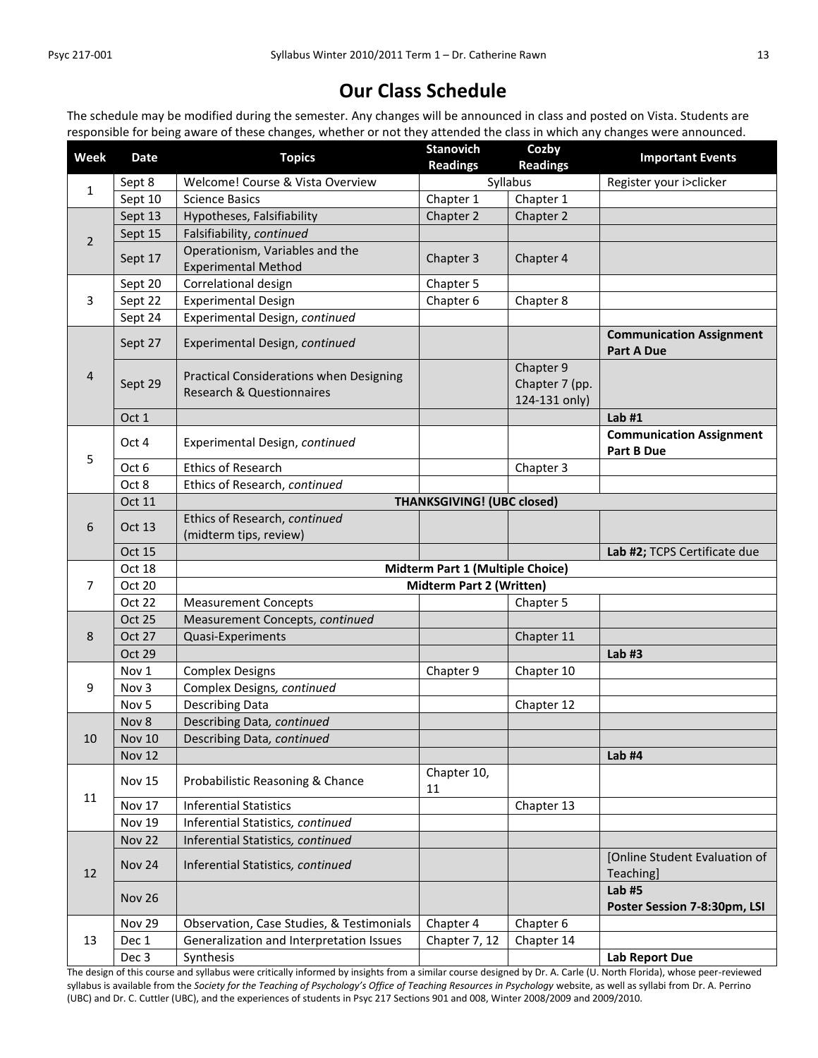## Our Class Schedule

The schedule may be modified during the semester. Any changes will be announced in class and posted on Vista. Students are responsible for being aware of these changes, whether or not they attended the class in which any changes were announced.

| Week | Date | Topics | Stanovich Readings | Cozby Readings | Important Events |
|---|---|---|---|---|---|
| 1 | Sept 8 | Welcome! Course & Vista Overview | Syllabus | | Register your i>clicker |
| | Sept 10 | Science Basics | Chapter 1 | Chapter 1 | |
| 2 | Sept 13 | Hypotheses, Falsifiability | Chapter 2 | Chapter 2 | |
| | Sept 15 | Falsifiability, *continued* | | | |
| | Sept 17 | Operationism, Variables and the Experimental Method | Chapter 3 | Chapter 4 | |
| 3 | Sept 20 | Correlational design | Chapter 5 | | |
| | Sept 22 | Experimental Design | Chapter 6 | Chapter 8 | |
| | Sept 24 | Experimental Design, *continued* | | | |
| 4 | Sept 27 | Experimental Design, *continued* | | | **Communication Assignment Part A Due** |
| | Sept 29 | Practical Considerations when Designing Research & Questionnaires | | Chapter 9 Chapter 7 (pp. 124-131 only) | |
| | Oct 1 | | | | **Lab #1** |
| 5 | Oct 4 | Experimental Design, *continued* | | | **Communication Assignment Part B Due** |
| | Oct 6 | Ethics of Research | | Chapter 3 | |
| | Oct 8 | Ethics of Research, *continued* | | | |
| 6 | Oct 11 | **THANKSGIVING! (UBC closed)** | | | |
| | Oct 13 | Ethics of Research, *continued* (midterm tips, review) | | | |
| | Oct 15 | | | | **Lab #2;** TCPS Certificate due |
| 7 | Oct 18 | **Midterm Part 1 (Multiple Choice)** | | | |
| | Oct 20 | **Midterm Part 2 (Written)** | | | |
| | Oct 22 | Measurement Concepts | | Chapter 5 | |
| 8 | Oct 25 | Measurement Concepts, *continued* | | | |
| | Oct 27 | Quasi-Experiments | | Chapter 11 | |
| | Oct 29 | | | | **Lab #3** |
| 9 | Nov 1 | Complex Designs | Chapter 9 | Chapter 10 | |
| | Nov 3 | Complex Designs*, continued* | | | |
| | Nov 5 | Describing Data | | Chapter 12 | |
| 10 | Nov 8 | Describing Data*, continued* | | | |
| | Nov 10 | Describing Data*, continued* | | | |
| | Nov 12 | | | | **Lab #4** |
| 11 | Nov 15 | Probabilistic Reasoning & Chance | Chapter 10, 11 | | |
| | Nov 17 | Inferential Statistics | | Chapter 13 | |
| | Nov 19 | Inferential Statistics*, continued* | | | |
| 12 | Nov 22 | Inferential Statistics*, continued* | | | |
| | Nov 24 | Inferential Statistics*, continued* | | | [Online Student Evaluation of Teaching] |
| | Nov 26 | | | | **Lab #5 Poster Session 7-8:30pm, LSI** |
| 13 | Nov 29 | Observation, Case Studies, & Testimonials | Chapter 4 | Chapter 6 | |
| | Dec 1 | Generalization and Interpretation Issues | Chapter 7, 12 | Chapter 14 | |
| | Dec 3 | Synthesis | | | **Lab Report Due** |

The design of this course and syllabus were critically informed by insights from a similar course designed by Dr. A. Carle (U. North Florida), whose peer-reviewed syllabus is available from the *Society for the Teaching of Psychology's Office of Teaching Resources in Psychology* website, as well as syllabi from Dr. A. Perrino (UBC) and Dr. C. Cuttler (UBC), and the experiences of students in Psyc 217 Sections 901 and 008, Winter 2008/2009 and 2009/2010.